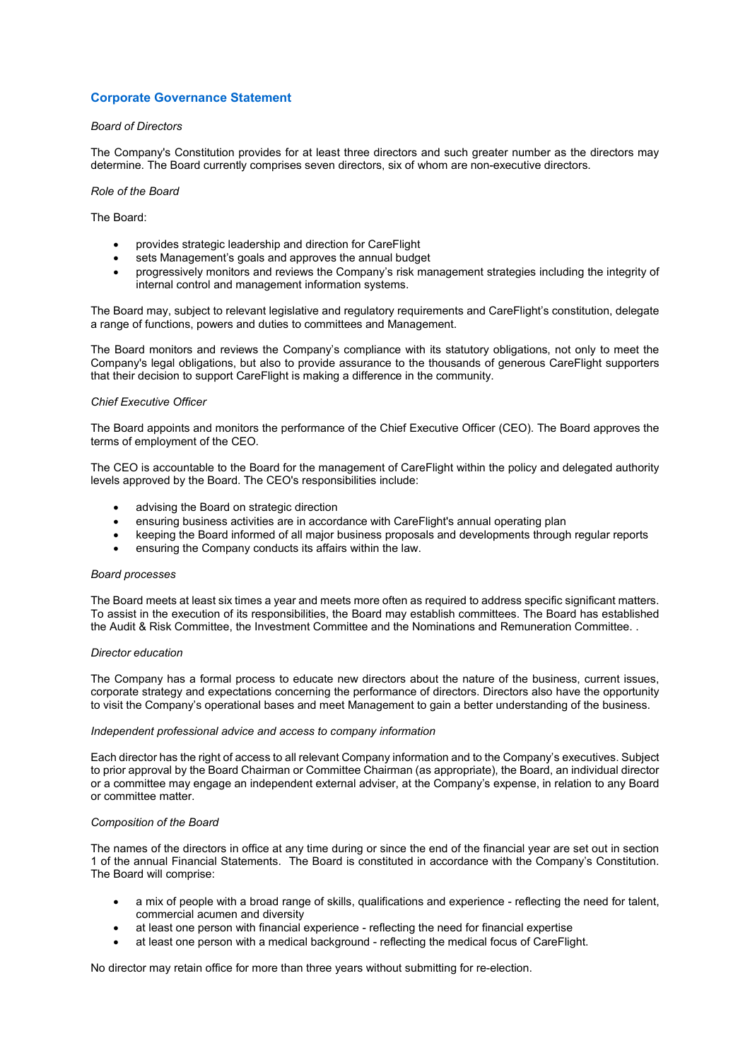# Corporate Governance Statement

*Board of Directors*

The Company's Constitution provides for at least three directors and such greater number as the directors may determine. The Board currently comprises seven directors, six of whom are non-executive directors.

*Role of the Board*

The Board:

- provides strategic leadership and direction for CareFlight
- sets Management's goals and approves the annual budget
- progressively monitors and reviews the Company's risk management strategies including the integrity of internal control and management information systems.

The Board may, subject to relevant legislative and regulatory requirements and CareFlight's constitution, delegate a range of functions, powers and duties to committees and Management.

The Board monitors and reviews the Company's compliance with its statutory obligations, not only to meet the Company's legal obligations, but also to provide assurance to the thousands of generous CareFlight supporters that their decision to support CareFlight is making a difference in the community.

*Chief Executive Officer*

The Board appoints and monitors the performance of the Chief Executive Officer (CEO). The Board approves the terms of employment of the CEO.

The CEO is accountable to the Board for the management of CareFlight within the policy and delegated authority levels approved by the Board. The CEO's responsibilities include:

- advising the Board on strategic direction
- ensuring business activities are in accordance with CareFlight's annual operating plan
- keeping the Board informed of all major business proposals and developments through regular reports
- ensuring the Company conducts its affairs within the law.

*Board processes*

The Board meets at least six times a year and meets more often as required to address specific significant matters. To assist in the execution of its responsibilities, the Board may establish committees. The Board has established the Audit & Risk Committee, the Investment Committee and the Nominations and Remuneration Committee. .

*Director education*

The Company has a formal process to educate new directors about the nature of the business, current issues, corporate strategy and expectations concerning the performance of directors. Directors also have the opportunity to visit the Company's operational bases and meet Management to gain a better understanding of the business.

*Independent professional advice and access to company information*

Each director has the right of access to all relevant Company information and to the Company's executives. Subject to prior approval by the Board Chairman or Committee Chairman (as appropriate), the Board, an individual director or a committee may engage an independent external adviser, at the Company's expense, in relation to any Board or committee matter.

*Composition of the Board*

The names of the directors in office at any time during or since the end of the financial year are set out in section 1 of the annual Financial Statements. The Board is constituted in accordance with the Company's Constitution. The Board will comprise:

- a mix of people with a broad range of skills, qualifications and experience - reflecting the need for talent, commercial acumen and diversity
- at least one person with financial experience - reflecting the need for financial expertise
- at least one person with a medical background - reflecting the medical focus of CareFlight.

No director may retain office for more than three years without submitting for re-election.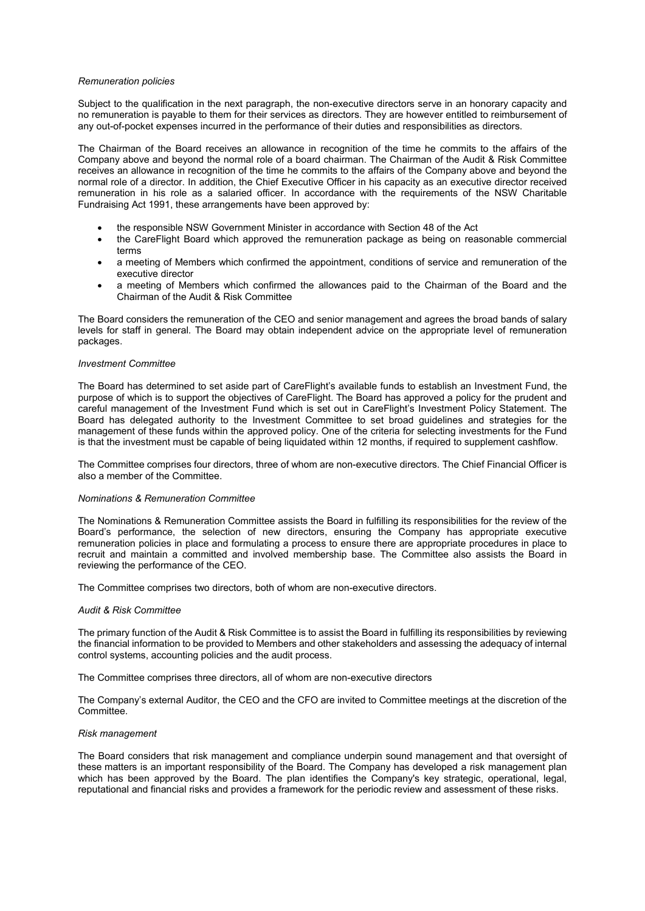*Remuneration policies*

Subject to the qualification in the next paragraph, the non-executive directors serve in an honorary capacity and no remuneration is payable to them for their services as directors. They are however entitled to reimbursement of any out-of-pocket expenses incurred in the performance of their duties and responsibilities as directors.

The Chairman of the Board receives an allowance in recognition of the time he commits to the affairs of the Company above and beyond the normal role of a board chairman. The Chairman of the Audit & Risk Committee receives an allowance in recognition of the time he commits to the affairs of the Company above and beyond the normal role of a director. In addition, the Chief Executive Officer in his capacity as an executive director received remuneration in his role as a salaried officer. In accordance with the requirements of the NSW Charitable Fundraising Act 1991, these arrangements have been approved by:

- the responsible NSW Government Minister in accordance with Section 48 of the Act
- the CareFlight Board which approved the remuneration package as being on reasonable commercial terms
- a meeting of Members which confirmed the appointment, conditions of service and remuneration of the executive director
- a meeting of Members which confirmed the allowances paid to the Chairman of the Board and the Chairman of the Audit & Risk Committee

The Board considers the remuneration of the CEO and senior management and agrees the broad bands of salary levels for staff in general. The Board may obtain independent advice on the appropriate level of remuneration packages.

*Investment Committee*

The Board has determined to set aside part of CareFlight's available funds to establish an Investment Fund, the purpose of which is to support the objectives of CareFlight. The Board has approved a policy for the prudent and careful management of the Investment Fund which is set out in CareFlight's Investment Policy Statement. The Board has delegated authority to the Investment Committee to set broad guidelines and strategies for the management of these funds within the approved policy. One of the criteria for selecting investments for the Fund is that the investment must be capable of being liquidated within 12 months, if required to supplement cashflow.

The Committee comprises four directors, three of whom are non-executive directors. The Chief Financial Officer is also a member of the Committee.

*Nominations & Remuneration Committee*

The Nominations & Remuneration Committee assists the Board in fulfilling its responsibilities for the review of the Board's performance, the selection of new directors, ensuring the Company has appropriate executive remuneration policies in place and formulating a process to ensure there are appropriate procedures in place to recruit and maintain a committed and involved membership base. The Committee also assists the Board in reviewing the performance of the CEO.

The Committee comprises two directors, both of whom are non-executive directors.

*Audit & Risk Committee*

The primary function of the Audit & Risk Committee is to assist the Board in fulfilling its responsibilities by reviewing the financial information to be provided to Members and other stakeholders and assessing the adequacy of internal control systems, accounting policies and the audit process.

The Committee comprises three directors, all of whom are non-executive directors

The Company's external Auditor, the CEO and the CFO are invited to Committee meetings at the discretion of the Committee.

*Risk management*

The Board considers that risk management and compliance underpin sound management and that oversight of these matters is an important responsibility of the Board. The Company has developed a risk management plan which has been approved by the Board. The plan identifies the Company's key strategic, operational, legal, reputational and financial risks and provides a framework for the periodic review and assessment of these risks.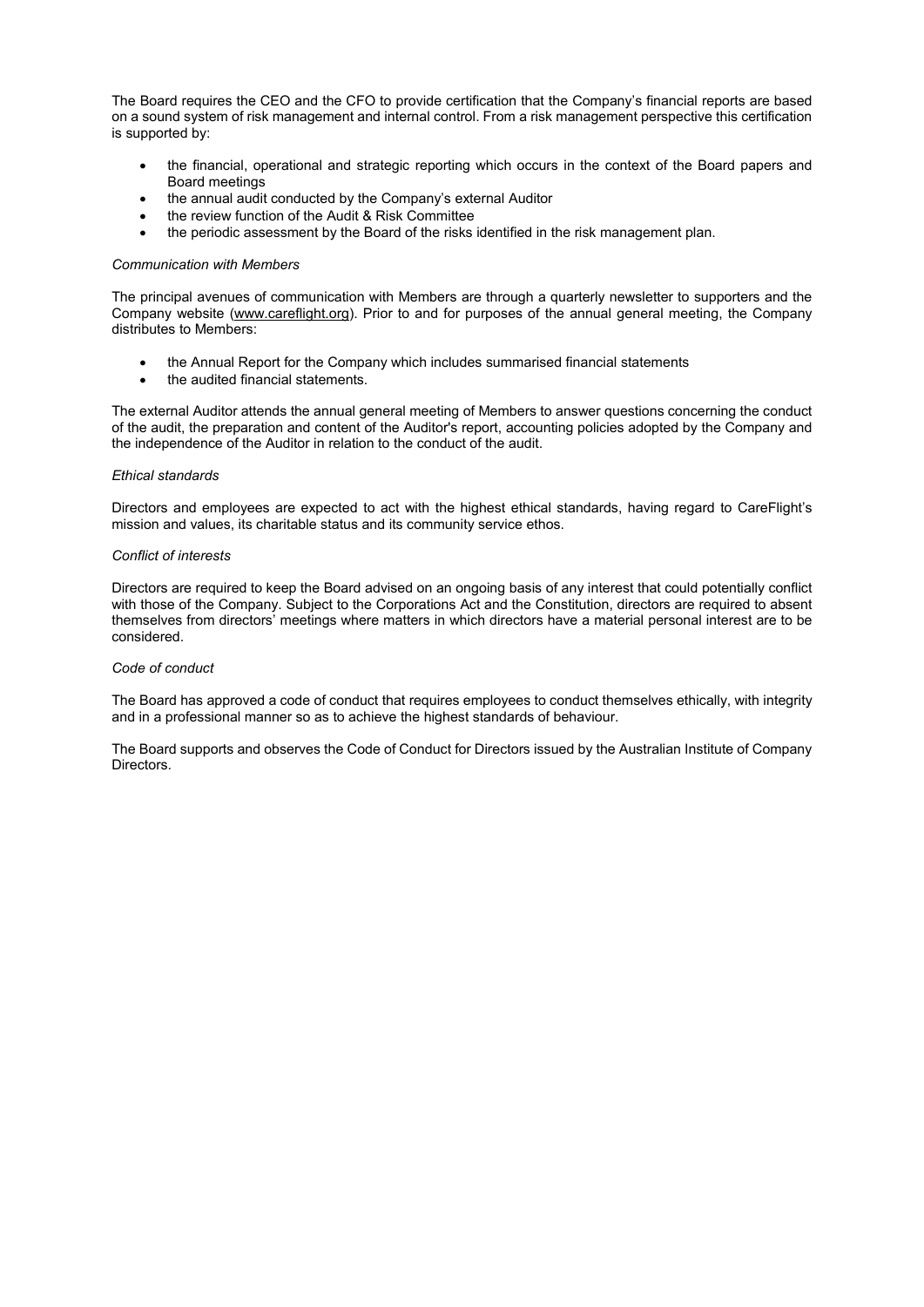The Board requires the CEO and the CFO to provide certification that the Company's financial reports are based on a sound system of risk management and internal control. From a risk management perspective this certification is supported by:

- the financial, operational and strategic reporting which occurs in the context of the Board papers and Board meetings
- the annual audit conducted by the Company's external Auditor
- the review function of the Audit & Risk Committee
- the periodic assessment by the Board of the risks identified in the risk management plan.

*Communication with Members*

The principal avenues of communication with Members are through a quarterly newsletter to supporters and the Company website (www.careflight.org). Prior to and for purposes of the annual general meeting, the Company distributes to Members:

- the Annual Report for the Company which includes summarised financial statements
- the audited financial statements.

The external Auditor attends the annual general meeting of Members to answer questions concerning the conduct of the audit, the preparation and content of the Auditor's report, accounting policies adopted by the Company and the independence of the Auditor in relation to the conduct of the audit.

*Ethical standards*

Directors and employees are expected to act with the highest ethical standards, having regard to CareFlight's mission and values, its charitable status and its community service ethos.

*Conflict of interests*

Directors are required to keep the Board advised on an ongoing basis of any interest that could potentially conflict with those of the Company. Subject to the Corporations Act and the Constitution, directors are required to absent themselves from directors' meetings where matters in which directors have a material personal interest are to be considered.

*Code of conduct*

The Board has approved a code of conduct that requires employees to conduct themselves ethically, with integrity and in a professional manner so as to achieve the highest standards of behaviour.

The Board supports and observes the Code of Conduct for Directors issued by the Australian Institute of Company Directors.